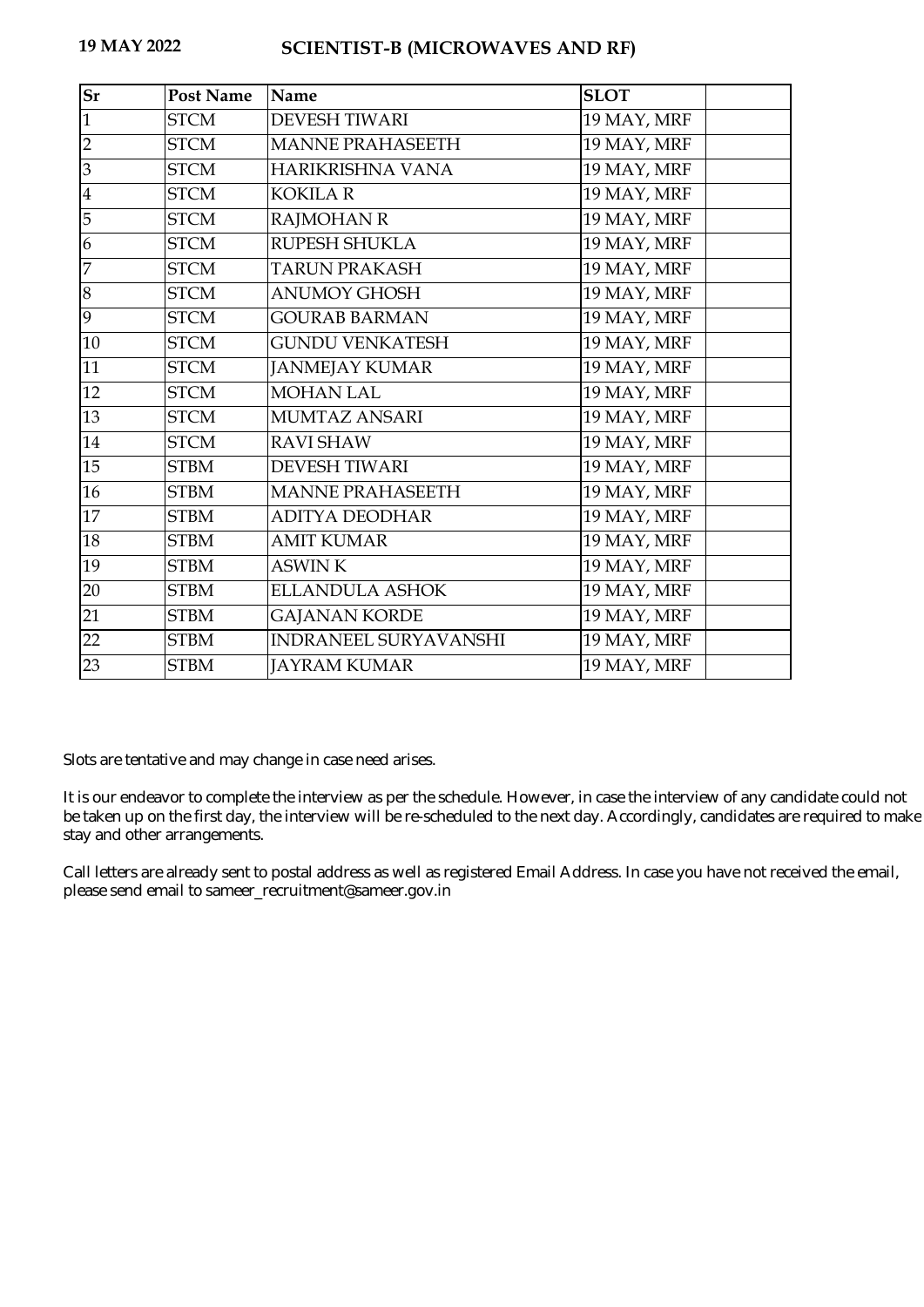**19 MAY 2022** **SCIENTIST-B (MICROWAVES AND RF)**

| Sr | Post Name | Name | SLOT | |
|---|---|---|---|---|
| 1 | STCM | DEVESH TIWARI | 19 MAY, MRF | |
| 2 | STCM | MANNE PRAHASEETH | 19 MAY, MRF | |
| 3 | STCM | HARIKRISHNA VANA | 19 MAY, MRF | |
| 4 | STCM | KOKILA R | 19 MAY, MRF | |
| 5 | STCM | RAJMOHAN R | 19 MAY, MRF | |
| 6 | STCM | RUPESH SHUKLA | 19 MAY, MRF | |
| 7 | STCM | TARUN PRAKASH | 19 MAY, MRF | |
| 8 | STCM | ANUMOY GHOSH | 19 MAY, MRF | |
| 9 | STCM | GOURAB BARMAN | 19 MAY, MRF | |
| 10 | STCM | GUNDU VENKATESH | 19 MAY, MRF | |
| 11 | STCM | JANMEJAY KUMAR | 19 MAY, MRF | |
| 12 | STCM | MOHAN LAL | 19 MAY, MRF | |
| 13 | STCM | MUMTAZ ANSARI | 19 MAY, MRF | |
| 14 | STCM | RAVI SHAW | 19 MAY, MRF | |
| 15 | STBM | DEVESH TIWARI | 19 MAY, MRF | |
| 16 | STBM | MANNE PRAHASEETH | 19 MAY, MRF | |
| 17 | STBM | ADITYA DEODHAR | 19 MAY, MRF | |
| 18 | STBM | AMIT KUMAR | 19 MAY, MRF | |
| 19 | STBM | ASWIN K | 19 MAY, MRF | |
| 20 | STBM | ELLANDULA ASHOK | 19 MAY, MRF | |
| 21 | STBM | GAJANAN KORDE | 19 MAY, MRF | |
| 22 | STBM | INDRANEEL SURYAVANSHI | 19 MAY, MRF | |
| 23 | STBM | JAYRAM KUMAR | 19 MAY, MRF | |

Slots are tentative and may change in case need arises.

It is our endeavor to complete the interview as per the schedule. However, in case the interview of any candidate could not be taken up on the first day, the interview will be re-scheduled to the next day. Accordingly, candidates are required to make stay and other arrangements.

Call letters are already sent to postal address as well as registered Email Address. In case you have not received the email, please send email to sameer_recruitment@sameer.gov.in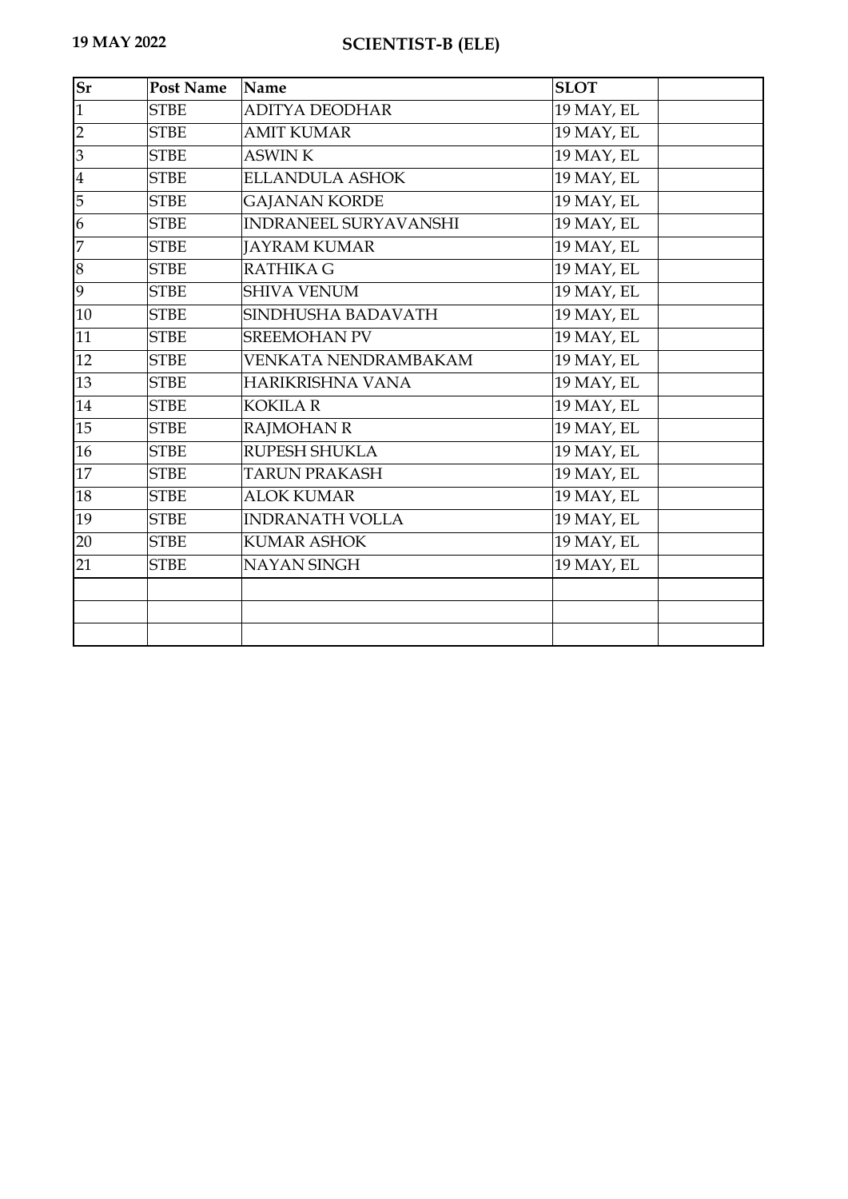**19 MAY 2022**

## SCIENTIST-B (ELE)

| Sr | Post Name | Name | SLOT | |
|---|---|---|---|---|
| 1 | STBE | ADITYA DEODHAR | 19 MAY, EL | |
| 2 | STBE | AMIT KUMAR | 19 MAY, EL | |
| 3 | STBE | ASWIN K | 19 MAY, EL | |
| 4 | STBE | ELLANDULA ASHOK | 19 MAY, EL | |
| 5 | STBE | GAJANAN KORDE | 19 MAY, EL | |
| 6 | STBE | INDRANEEL SURYAVANSHI | 19 MAY, EL | |
| 7 | STBE | JAYRAM KUMAR | 19 MAY, EL | |
| 8 | STBE | RATHIKA G | 19 MAY, EL | |
| 9 | STBE | SHIVA VENUM | 19 MAY, EL | |
| 10 | STBE | SINDHUSHA BADAVATH | 19 MAY, EL | |
| 11 | STBE | SREEMOHAN PV | 19 MAY, EL | |
| 12 | STBE | VENKATA NENDRAMBAKAM | 19 MAY, EL | |
| 13 | STBE | HARIKRISHNA VANA | 19 MAY, EL | |
| 14 | STBE | KOKILA R | 19 MAY, EL | |
| 15 | STBE | RAJMOHAN R | 19 MAY, EL | |
| 16 | STBE | RUPESH SHUKLA | 19 MAY, EL | |
| 17 | STBE | TARUN PRAKASH | 19 MAY, EL | |
| 18 | STBE | ALOK KUMAR | 19 MAY, EL | |
| 19 | STBE | INDRANATH VOLLA | 19 MAY, EL | |
| 20 | STBE | KUMAR ASHOK | 19 MAY, EL | |
| 21 | STBE | NAYAN SINGH | 19 MAY, EL | |
| | | | | |
| | | | | |
| | | | | |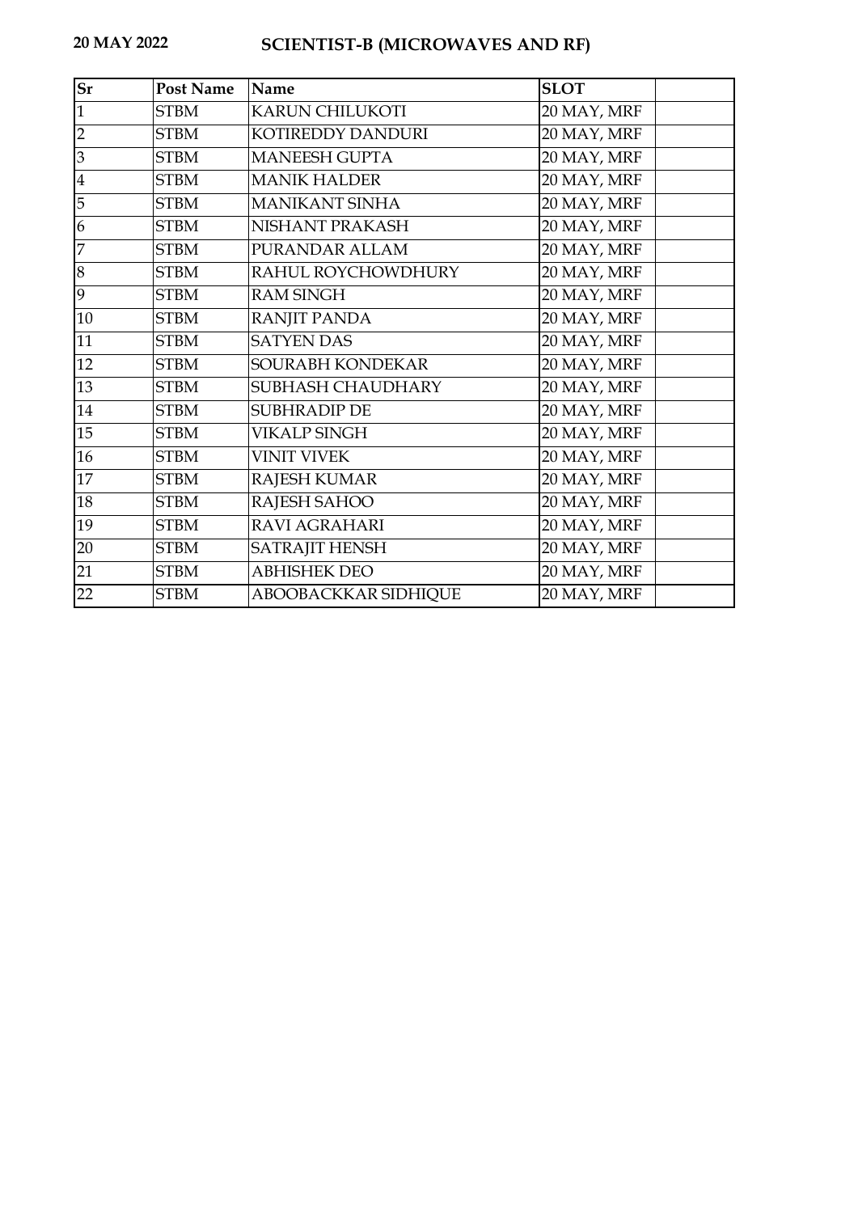**20 MAY 2022** **SCIENTIST-B (MICROWAVES AND RF)**

| Sr | Post Name | Name | SLOT | |
|---|---|---|---|---|
| 1 | STBM | KARUN CHILUKOTI | 20 MAY, MRF | |
| 2 | STBM | KOTIREDDY DANDURI | 20 MAY, MRF | |
| 3 | STBM | MANEESH GUPTA | 20 MAY, MRF | |
| 4 | STBM | MANIK HALDER | 20 MAY, MRF | |
| 5 | STBM | MANIKANT SINHA | 20 MAY, MRF | |
| 6 | STBM | NISHANT PRAKASH | 20 MAY, MRF | |
| 7 | STBM | PURANDAR ALLAM | 20 MAY, MRF | |
| 8 | STBM | RAHUL ROYCHOWDHURY | 20 MAY, MRF | |
| 9 | STBM | RAM SINGH | 20 MAY, MRF | |
| 10 | STBM | RANJIT PANDA | 20 MAY, MRF | |
| 11 | STBM | SATYEN DAS | 20 MAY, MRF | |
| 12 | STBM | SOURABH KONDEKAR | 20 MAY, MRF | |
| 13 | STBM | SUBHASH CHAUDHARY | 20 MAY, MRF | |
| 14 | STBM | SUBHRADIP DE | 20 MAY, MRF | |
| 15 | STBM | VIKALP SINGH | 20 MAY, MRF | |
| 16 | STBM | VINIT VIVEK | 20 MAY, MRF | |
| 17 | STBM | RAJESH KUMAR | 20 MAY, MRF | |
| 18 | STBM | RAJESH SAHOO | 20 MAY, MRF | |
| 19 | STBM | RAVI AGRAHARI | 20 MAY, MRF | |
| 20 | STBM | SATRAJIT HENSH | 20 MAY, MRF | |
| 21 | STBM | ABHISHEK DEO | 20 MAY, MRF | |
| 22 | STBM | ABOOBACKKAR SIDHIQUE | 20 MAY, MRF | |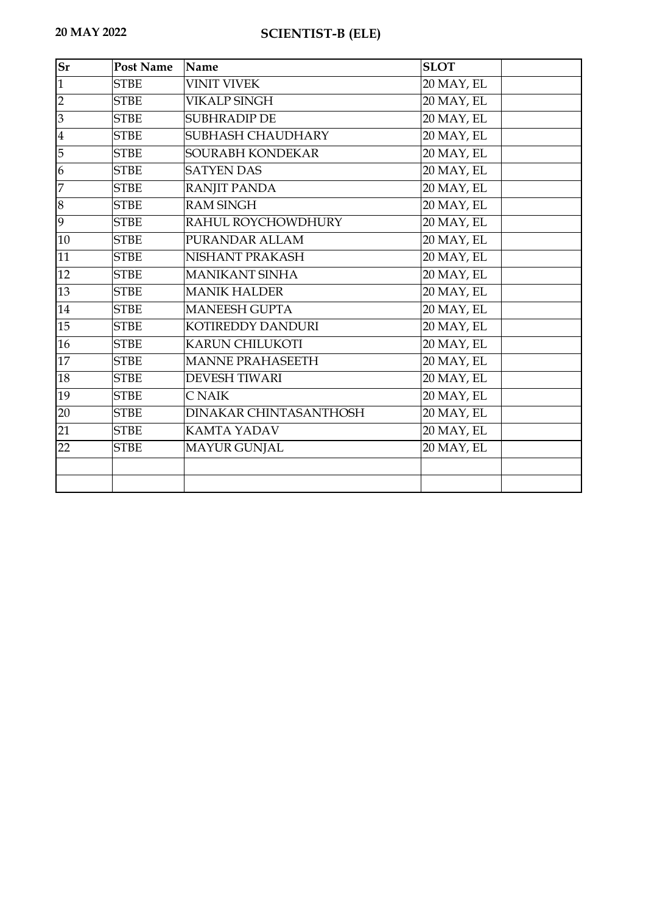**20 MAY 2022**

## SCIENTIST-B (ELE)

| Sr | Post Name | Name | SLOT | |
|---|---|---|---|---|
| 1 | STBE | VINIT VIVEK | 20 MAY, EL | |
| 2 | STBE | VIKALP SINGH | 20 MAY, EL | |
| 3 | STBE | SUBHRADIP DE | 20 MAY, EL | |
| 4 | STBE | SUBHASH CHAUDHARY | 20 MAY, EL | |
| 5 | STBE | SOURABH KONDEKAR | 20 MAY, EL | |
| 6 | STBE | SATYEN DAS | 20 MAY, EL | |
| 7 | STBE | RANJIT PANDA | 20 MAY, EL | |
| 8 | STBE | RAM SINGH | 20 MAY, EL | |
| 9 | STBE | RAHUL ROYCHOWDHURY | 20 MAY, EL | |
| 10 | STBE | PURANDAR ALLAM | 20 MAY, EL | |
| 11 | STBE | NISHANT PRAKASH | 20 MAY, EL | |
| 12 | STBE | MANIKANT SINHA | 20 MAY, EL | |
| 13 | STBE | MANIK HALDER | 20 MAY, EL | |
| 14 | STBE | MANEESH GUPTA | 20 MAY, EL | |
| 15 | STBE | KOTIREDDY DANDURI | 20 MAY, EL | |
| 16 | STBE | KARUN CHILUKOTI | 20 MAY, EL | |
| 17 | STBE | MANNE PRAHASEETH | 20 MAY, EL | |
| 18 | STBE | DEVESH TIWARI | 20 MAY, EL | |
| 19 | STBE | C NAIK | 20 MAY, EL | |
| 20 | STBE | DINAKAR CHINTASANTHOSH | 20 MAY, EL | |
| 21 | STBE | KAMTA YADAV | 20 MAY, EL | |
| 22 | STBE | MAYUR GUNJAL | 20 MAY, EL | |
| | | | | |
| | | | | |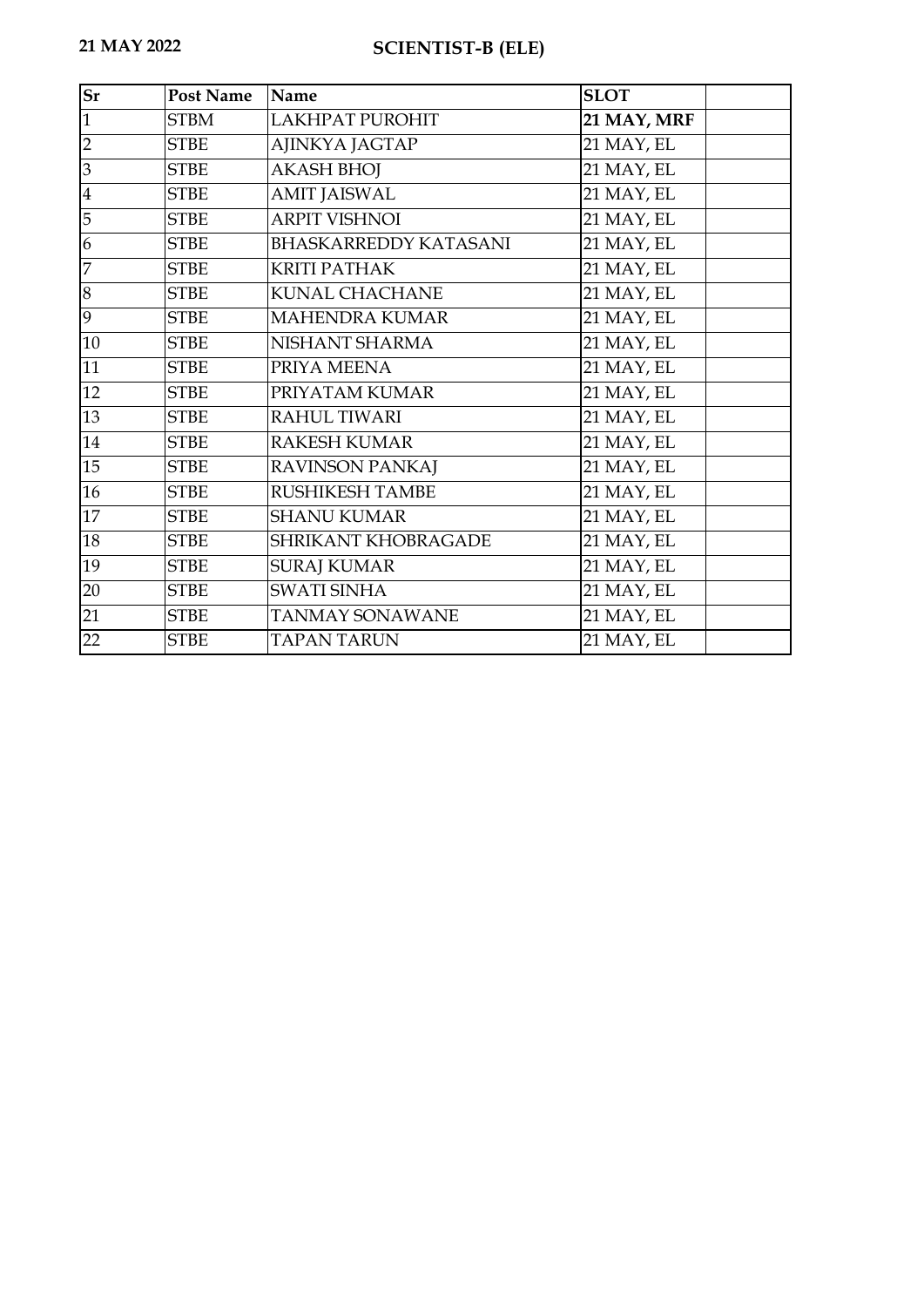**21 MAY 2022**

**SCIENTIST-B (ELE)**

| Sr | Post Name | Name | SLOT | |
|---|---|---|---|---|
| 1 | STBM | LAKHPAT PUROHIT | **21 MAY, MRF** | |
| 2 | STBE | AJINKYA JAGTAP | 21 MAY, EL | |
| 3 | STBE | AKASH BHOJ | 21 MAY, EL | |
| 4 | STBE | AMIT JAISWAL | 21 MAY, EL | |
| 5 | STBE | ARPIT VISHNOI | 21 MAY, EL | |
| 6 | STBE | BHASKARREDDY KATASANI | 21 MAY, EL | |
| 7 | STBE | KRITI PATHAK | 21 MAY, EL | |
| 8 | STBE | KUNAL CHACHANE | 21 MAY, EL | |
| 9 | STBE | MAHENDRA KUMAR | 21 MAY, EL | |
| 10 | STBE | NISHANT SHARMA | 21 MAY, EL | |
| 11 | STBE | PRIYA MEENA | 21 MAY, EL | |
| 12 | STBE | PRIYATAM KUMAR | 21 MAY, EL | |
| 13 | STBE | RAHUL TIWARI | 21 MAY, EL | |
| 14 | STBE | RAKESH KUMAR | 21 MAY, EL | |
| 15 | STBE | RAVINSON PANKAJ | 21 MAY, EL | |
| 16 | STBE | RUSHIKESH TAMBE | 21 MAY, EL | |
| 17 | STBE | SHANU KUMAR | 21 MAY, EL | |
| 18 | STBE | SHRIKANT KHOBRAGADE | 21 MAY, EL | |
| 19 | STBE | SURAJ KUMAR | 21 MAY, EL | |
| 20 | STBE | SWATI SINHA | 21 MAY, EL | |
| 21 | STBE | TANMAY SONAWANE | 21 MAY, EL | |
| 22 | STBE | TAPAN TARUN | 21 MAY, EL | |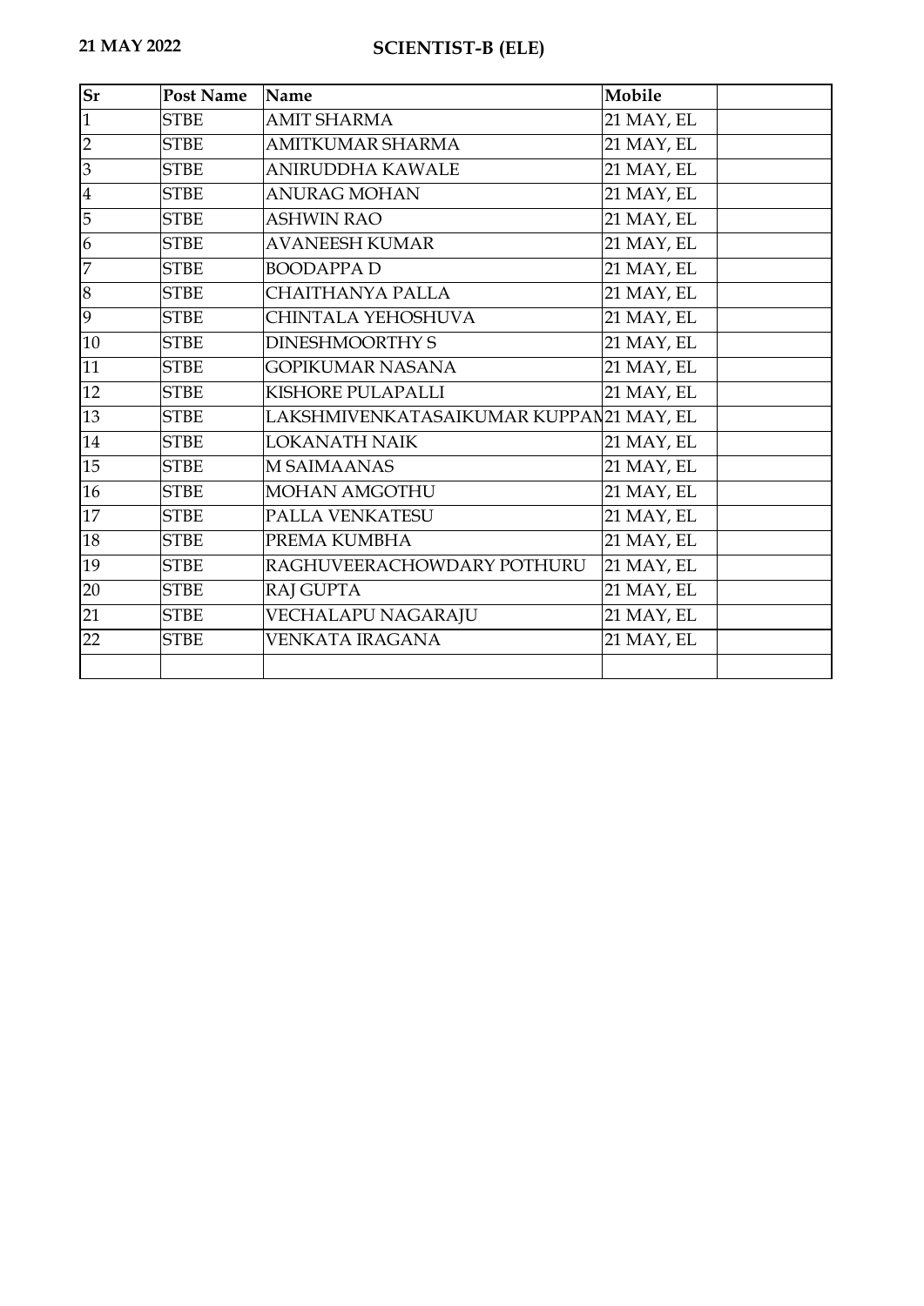**21 MAY 2022** **SCIENTIST-B (ELE)**

| Sr | Post Name | Name | Mobile | |
|---|---|---|---|---|
| 1 | STBE | AMIT SHARMA | 21 MAY, EL | |
| 2 | STBE | AMITKUMAR SHARMA | 21 MAY, EL | |
| 3 | STBE | ANIRUDDHA KAWALE | 21 MAY, EL | |
| 4 | STBE | ANURAG MOHAN | 21 MAY, EL | |
| 5 | STBE | ASHWIN RAO | 21 MAY, EL | |
| 6 | STBE | AVANEESH KUMAR | 21 MAY, EL | |
| 7 | STBE | BOODAPPA D | 21 MAY, EL | |
| 8 | STBE | CHAITHANYA PALLA | 21 MAY, EL | |
| 9 | STBE | CHINTALA YEHOSHUVA | 21 MAY, EL | |
| 10 | STBE | DINESHMOORTHY S | 21 MAY, EL | |
| 11 | STBE | GOPIKUMAR NASANA | 21 MAY, EL | |
| 12 | STBE | KISHORE PULAPALLI | 21 MAY, EL | |
| 13 | STBE | LAKSHMIVENKATASAIKUMAR KUPPAN | 21 MAY, EL | |
| 14 | STBE | LOKANATH NAIK | 21 MAY, EL | |
| 15 | STBE | M SAIMAANAS | 21 MAY, EL | |
| 16 | STBE | MOHAN AMGOTHU | 21 MAY, EL | |
| 17 | STBE | PALLA VENKATESU | 21 MAY, EL | |
| 18 | STBE | PREMA KUMBHA | 21 MAY, EL | |
| 19 | STBE | RAGHUVEERACHOWDARY POTHURU | 21 MAY, EL | |
| 20 | STBE | RAJ GUPTA | 21 MAY, EL | |
| 21 | STBE | VECHALAPU NAGARAJU | 21 MAY, EL | |
| 22 | STBE | VENKATA IRAGANA | 21 MAY, EL | |
| | | | | |